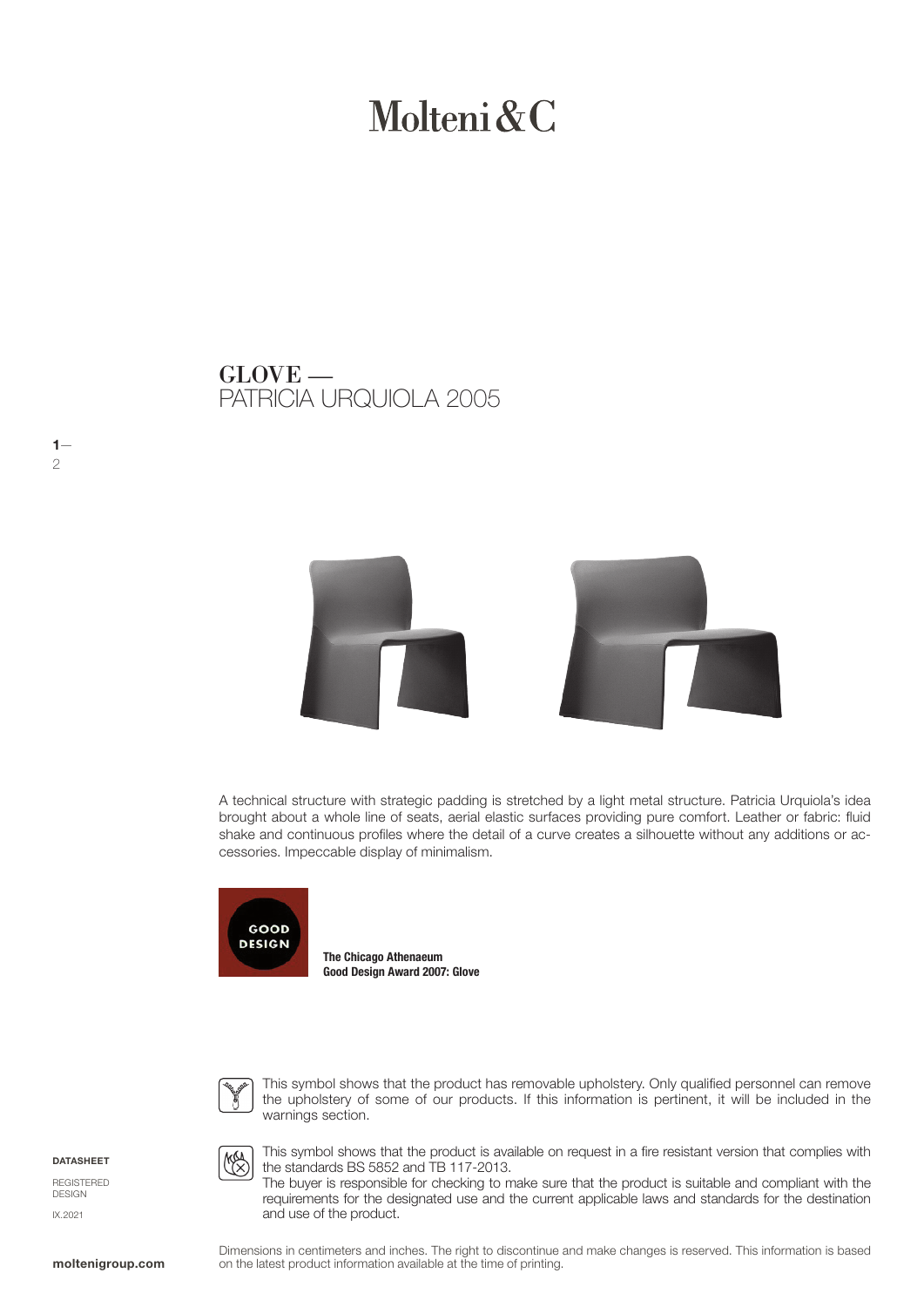# Molteni&C

## GLOVE —
PATRICIA URQUIOLA 2005

A technical structure with strategic padding is stretched by a light metal structure. Patricia Urquiola's idea brought about a whole line of seats, aerial elastic surfaces providing pure comfort. Leather or fabric: fluid shake and continuous profiles where the detail of a curve creates a silhouette without any additions or accessories. Impeccable display of minimalism.

GOOD DESIGN

**The Chicago Athenaeum**
**Good Design Award 2007: Glove**

This symbol shows that the product has removable upholstery. Only qualified personnel can remove the upholstery of some of our products. If this information is pertinent, it will be included in the warnings section.

This symbol shows that the product is available on request in a fire resistant version that complies with the standards BS 5852 and TB 117-2013.
The buyer is responsible for checking to make sure that the product is suitable and compliant with the requirements for the designated use and the current applicable laws and standards for the destination and use of the product.

**DATASHEET**

REGISTERED DESIGN

IX.2021

Dimensions in centimeters and inches. The right to discontinue and make changes is reserved. This information is based on the latest product information available at the time of printing.

**moltenigroup.com**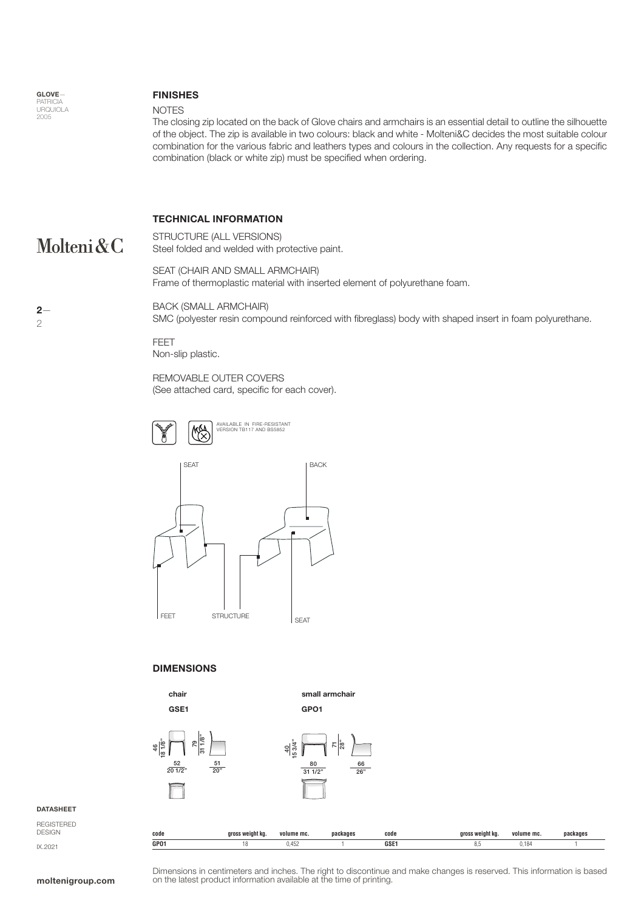GLOVE—
PATRICIA
URQUIOLA
2005

Molteni&C

## FINISHES

NOTES

The closing zip located on the back of Glove chairs and armchairs is an essential detail to outline the silhouette of the object. The zip is available in two colours: black and white - Molteni&C decides the most suitable colour combination for the various fabric and leathers types and colours in the collection. Any requests for a specific combination (black or white zip) must be specified when ordering.

## TECHNICAL INFORMATION

STRUCTURE (ALL VERSIONS)
Steel folded and welded with protective paint.

SEAT (CHAIR AND SMALL ARMCHAIR)
Frame of thermoplastic material with inserted element of polyurethane foam.

BACK (SMALL ARMCHAIR)
SMC (polyester resin compound reinforced with fibreglass) body with shaped insert in foam polyurethane.

FEET
Non-slip plastic.

REMOVABLE OUTER COVERS
(See attached card, specific for each cover).

AVAILABLE IN FIRE-RESISTANT VERSION TB117 AND BS5852

SEAT
BACK
FEET
STRUCTURE
SEAT

## DIMENSIONS

**chair**
**GSE1**

46
18 1/8"
79
31 1/8"
52
20 1/2"
51
20"

**small armchair**
**GPO1**

40
15 3/4"
71
28"
80
31 1/2"
66
26"

**DATASHEET**

REGISTERED DESIGN

IX.2021

| code | gross weight kg. | volume mc. | packages | code | gross weight kg. | volume mc. | packages |
|---|---|---|---|---|---|---|---|
| GPO1 | 18 | 0,452 | 1 | GSE1 | 8,5 | 0,184 | 1 |

Dimensions in centimeters and inches. The right to discontinue and make changes is reserved. This information is based on the latest product information available at the time of printing.

moltenigroup.com